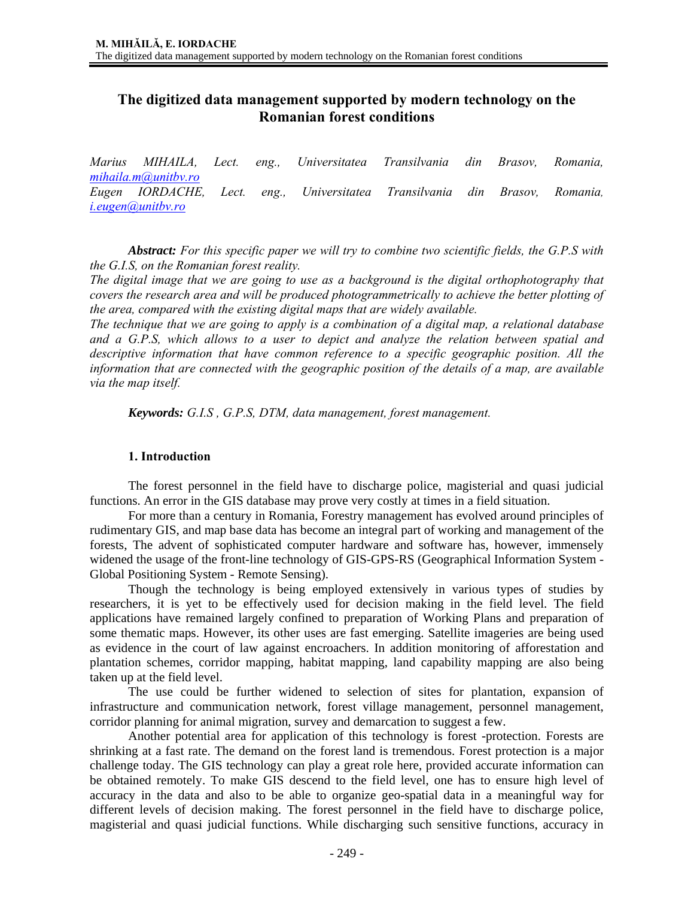# The digitized data management supported by modern technology on the Romanian forest conditions

*Marius MIHAILA, Lect. eng., Universitatea Transilvania din Brasov, Romania, [mihaila.m@unitbv.ro](mailto:mihaila.m@unitbv.ro)*
*Eugen IORDACHE, Lect. eng., Universitatea Transilvania din Brasov, Romania, [i.eugen@unitbv.ro](mailto:i.eugen@unitbv.ro)*

***Abstract:*** *For this specific paper we will try to combine two scientific fields, the G.P.S with the G.I.S, on the Romanian forest reality.*
*The digital image that we are going to use as a background is the digital orthophotography that covers the research area and will be produced photogrammetrically to achieve the better plotting of the area, compared with the existing digital maps that are widely available.*
*The technique that we are going to apply is a combination of a digital map, a relational database and a G.P.S, which allows to a user to depict and analyze the relation between spatial and descriptive information that have common reference to a specific geographic position. All the information that are connected with the geographic position of the details of a map, are available via the map itself.*

***Keywords:*** *G.I.S , G.P.S, DTM, data management, forest management.*

## 1. Introduction

The forest personnel in the field have to discharge police, magisterial and quasi judicial functions. An error in the GIS database may prove very costly at times in a field situation.

For more than a century in Romania, Forestry management has evolved around principles of rudimentary GIS, and map base data has become an integral part of working and management of the forests, The advent of sophisticated computer hardware and software has, however, immensely widened the usage of the front-line technology of GIS-GPS-RS (Geographical Information System - Global Positioning System - Remote Sensing).

Though the technology is being employed extensively in various types of studies by researchers, it is yet to be effectively used for decision making in the field level. The field applications have remained largely confined to preparation of Working Plans and preparation of some thematic maps. However, its other uses are fast emerging. Satellite imageries are being used as evidence in the court of law against encroachers. In addition monitoring of afforestation and plantation schemes, corridor mapping, habitat mapping, land capability mapping are also being taken up at the field level.

The use could be further widened to selection of sites for plantation, expansion of infrastructure and communication network, forest village management, personnel management, corridor planning for animal migration, survey and demarcation to suggest a few.

Another potential area for application of this technology is forest -protection. Forests are shrinking at a fast rate. The demand on the forest land is tremendous. Forest protection is a major challenge today. The GIS technology can play a great role here, provided accurate information can be obtained remotely. To make GIS descend to the field level, one has to ensure high level of accuracy in the data and also to be able to organize geo-spatial data in a meaningful way for different levels of decision making. The forest personnel in the field have to discharge police, magisterial and quasi judicial functions. While discharging such sensitive functions, accuracy in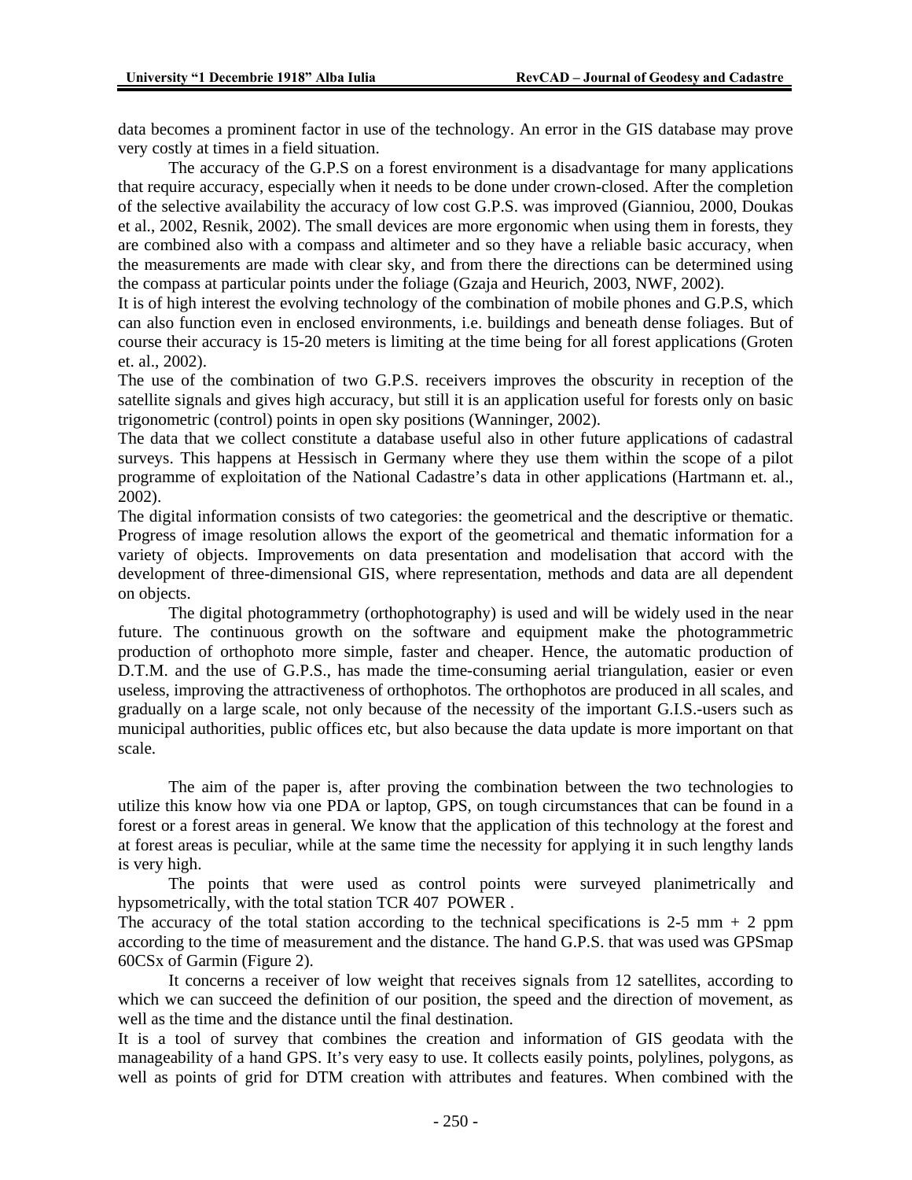data becomes a prominent factor in use of the technology. An error in the GIS database may prove very costly at times in a field situation.

The accuracy of the G.P.S on a forest environment is a disadvantage for many applications that require accuracy, especially when it needs to be done under crown-closed. After the completion of the selective availability the accuracy of low cost G.P.S. was improved (Gianniou, 2000, Doukas et al., 2002, Resnik, 2002). The small devices are more ergonomic when using them in forests, they are combined also with a compass and altimeter and so they have a reliable basic accuracy, when the measurements are made with clear sky, and from there the directions can be determined using the compass at particular points under the foliage (Gzaja and Heurich, 2003, NWF, 2002).

It is of high interest the evolving technology of the combination of mobile phones and G.P.S, which can also function even in enclosed environments, i.e. buildings and beneath dense foliages. But of course their accuracy is 15-20 meters is limiting at the time being for all forest applications (Groten et. al., 2002).

The use of the combination of two G.P.S. receivers improves the obscurity in reception of the satellite signals and gives high accuracy, but still it is an application useful for forests only on basic trigonometric (control) points in open sky positions (Wanninger, 2002).

The data that we collect constitute a database useful also in other future applications of cadastral surveys. This happens at Hessisch in Germany where they use them within the scope of a pilot programme of exploitation of the National Cadastre's data in other applications (Hartmann et. al., 2002).

The digital information consists of two categories: the geometrical and the descriptive or thematic. Progress of image resolution allows the export of the geometrical and thematic information for a variety of objects. Improvements on data presentation and modelisation that accord with the development of three-dimensional GIS, where representation, methods and data are all dependent on objects.

The digital photogrammetry (orthophotography) is used and will be widely used in the near future. The continuous growth on the software and equipment make the photogrammetric production of orthophoto more simple, faster and cheaper. Hence, the automatic production of D.T.M. and the use of G.P.S., has made the time-consuming aerial triangulation, easier or even useless, improving the attractiveness of orthophotos. The orthophotos are produced in all scales, and gradually on a large scale, not only because of the necessity of the important G.I.S.-users such as municipal authorities, public offices etc, but also because the data update is more important on that scale.

The aim of the paper is, after proving the combination between the two technologies to utilize this know how via one PDA or laptop, GPS, on tough circumstances that can be found in a forest or a forest areas in general. We know that the application of this technology at the forest and at forest areas is peculiar, while at the same time the necessity for applying it in such lengthy lands is very high.

The points that were used as control points were surveyed planimetrically and hypsometrically, with the total station TCR 407 POWER .

The accuracy of the total station according to the technical specifications is 2-5 mm + 2 ppm according to the time of measurement and the distance. The hand G.P.S. that was used was GPSmap 60CSx of Garmin (Figure 2).

It concerns a receiver of low weight that receives signals from 12 satellites, according to which we can succeed the definition of our position, the speed and the direction of movement, as well as the time and the distance until the final destination.

It is a tool of survey that combines the creation and information of GIS geodata with the manageability of a hand GPS. It's very easy to use. It collects easily points, polylines, polygons, as well as points of grid for DTM creation with attributes and features. When combined with the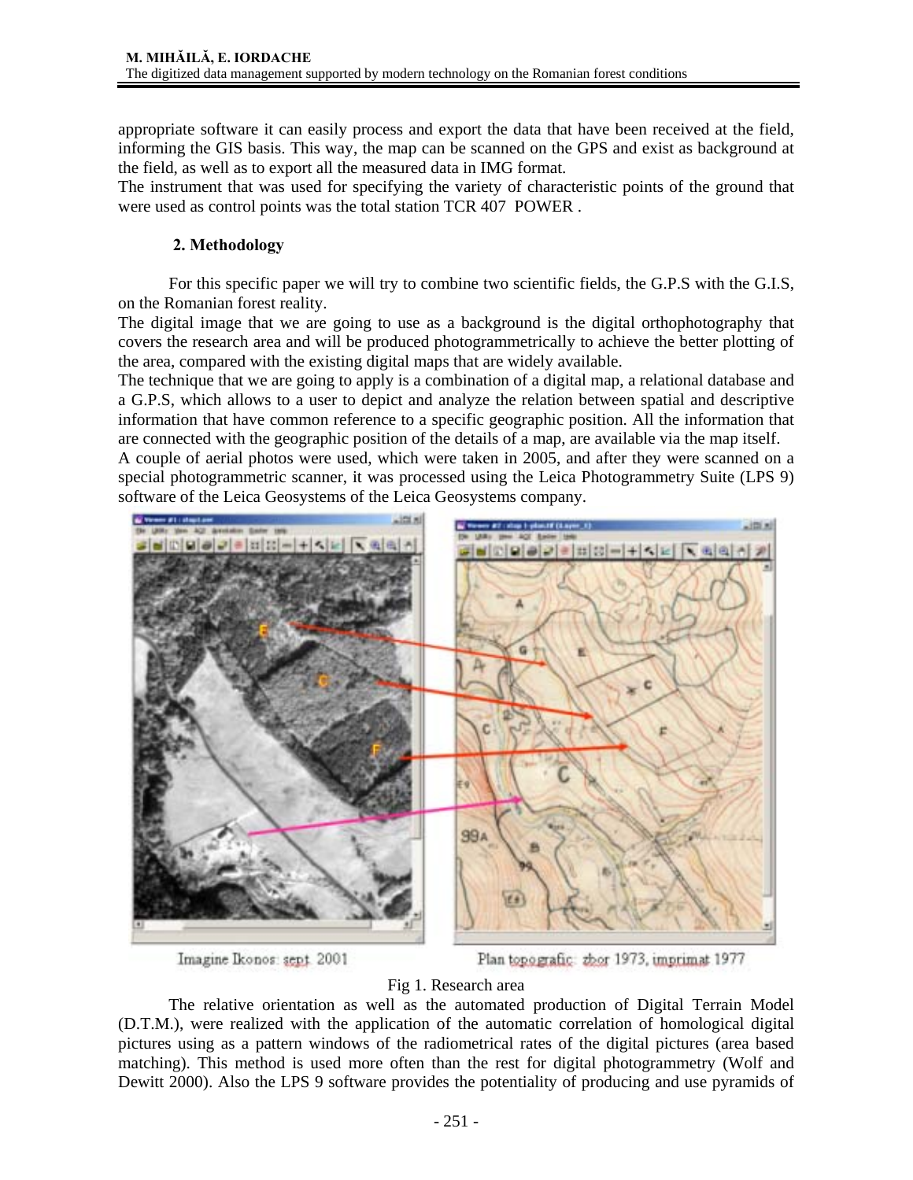appropriate software it can easily process and export the data that have been received at the field, informing the GIS basis. This way, the map can be scanned on the GPS and exist as background at the field, as well as to export all the measured data in IMG format.
The instrument that was used for specifying the variety of characteristic points of the ground that were used as control points was the total station TCR 407 POWER .

## 2. Methodology

For this specific paper we will try to combine two scientific fields, the G.P.S with the G.I.S, on the Romanian forest reality.
The digital image that we are going to use as a background is the digital orthophotography that covers the research area and will be produced photogrammetrically to achieve the better plotting of the area, compared with the existing digital maps that are widely available.
The technique that we are going to apply is a combination of a digital map, a relational database and a G.P.S, which allows to a user to depict and analyze the relation between spatial and descriptive information that have common reference to a specific geographic position. All the information that are connected with the geographic position of the details of a map, are available via the map itself.
A couple of aerial photos were used, which were taken in 2005, and after they were scanned on a special photogrammetric scanner, it was processed using the Leica Photogrammetry Suite (LPS 9) software of the Leica Geosystems of the Leica Geosystems company.

Imagine Ikonos: sept. 2001 Plan topografic: zbor 1973, imprimat 1977

Fig 1. Research area

The relative orientation as well as the automated production of Digital Terrain Model (D.T.M.), were realized with the application of the automatic correlation of homological digital pictures using as a pattern windows of the radiometrical rates of the digital pictures (area based matching). This method is used more often than the rest for digital photogrammetry (Wolf and Dewitt 2000). Also the LPS 9 software provides the potentiality of producing and use pyramids of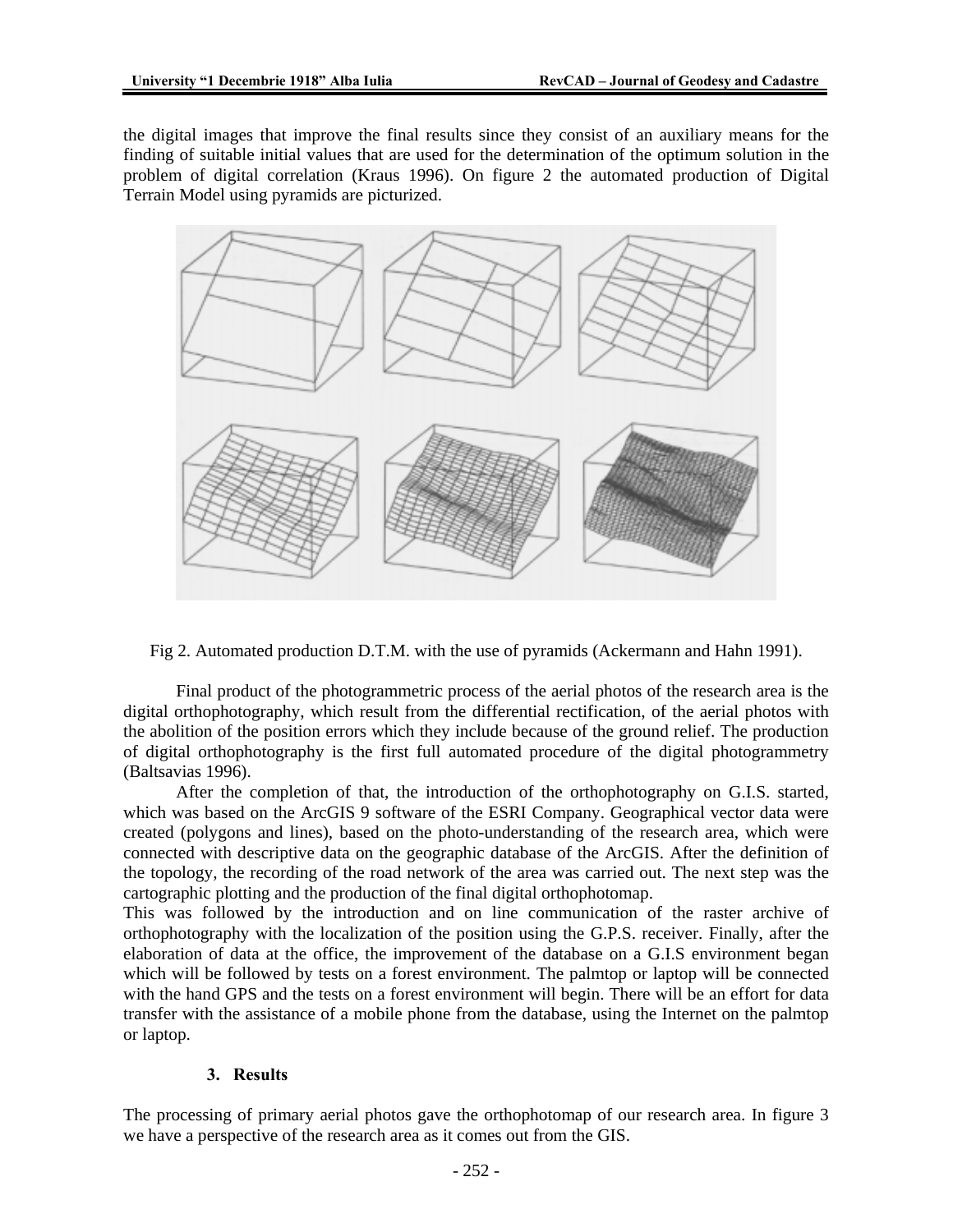the digital images that improve the final results since they consist of an auxiliary means for the finding of suitable initial values that are used for the determination of the optimum solution in the problem of digital correlation (Kraus 1996). On figure 2 the automated production of Digital Terrain Model using pyramids are picturized.

Fig 2. Automated production D.T.M. with the use of pyramids (Ackermann and Hahn 1991).

Final product of the photogrammetric process of the aerial photos of the research area is the digital orthophotography, which result from the differential rectification, of the aerial photos with the abolition of the position errors which they include because of the ground relief. The production of digital orthophotography is the first full automated procedure of the digital photogrammetry (Baltsavias 1996).

After the completion of that, the introduction of the orthophotography on G.I.S. started, which was based on the ArcGIS 9 software of the ESRI Company. Geographical vector data were created (polygons and lines), based on the photo-understanding of the research area, which were connected with descriptive data on the geographic database of the ArcGIS. After the definition of the topology, the recording of the road network of the area was carried out. The next step was the cartographic plotting and the production of the final digital orthophotomap.

This was followed by the introduction and on line communication of the raster archive of orthophotography with the localization of the position using the G.P.S. receiver. Finally, after the elaboration of data at the office, the improvement of the database on a G.I.S environment began which will be followed by tests on a forest environment. The palmtop or laptop will be connected with the hand GPS and the tests on a forest environment will begin. There will be an effort for data transfer with the assistance of a mobile phone from the database, using the Internet on the palmtop or laptop.

## 3. Results

The processing of primary aerial photos gave the orthophotomap of our research area. In figure 3 we have a perspective of the research area as it comes out from the GIS.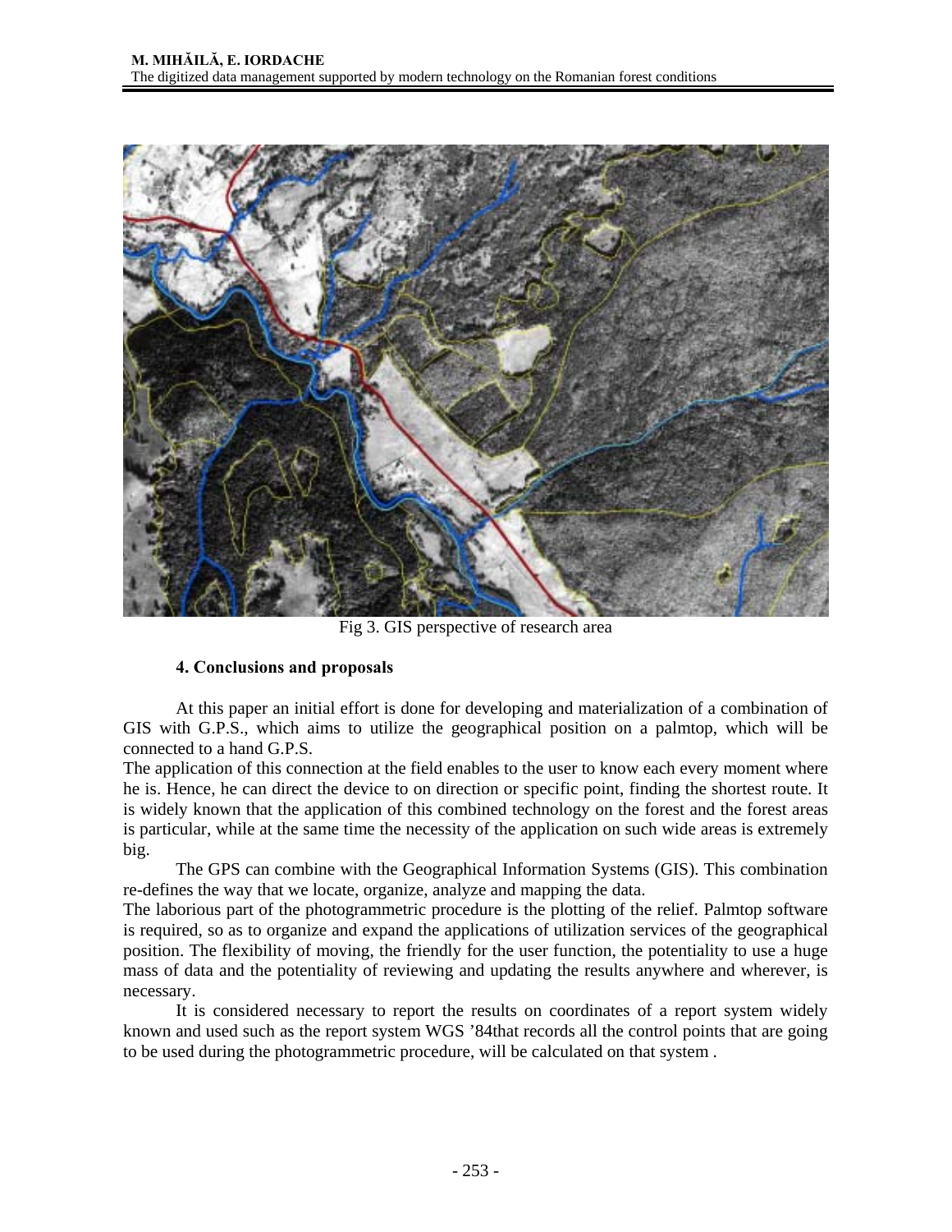Fig 3. GIS perspective of research area

### 4. Conclusions and proposals

At this paper an initial effort is done for developing and materialization of a combination of GIS with G.P.S., which aims to utilize the geographical position on a palmtop, which will be connected to a hand G.P.S.

The application of this connection at the field enables to the user to know each every moment where he is. Hence, he can direct the device to on direction or specific point, finding the shortest route. It is widely known that the application of this combined technology on the forest and the forest areas is particular, while at the same time the necessity of the application on such wide areas is extremely big.

The GPS can combine with the Geographical Information Systems (GIS). This combination re-defines the way that we locate, organize, analyze and mapping the data.

The laborious part of the photogrammetric procedure is the plotting of the relief. Palmtop software is required, so as to organize and expand the applications of utilization services of the geographical position. The flexibility of moving, the friendly for the user function, the potentiality to use a huge mass of data and the potentiality of reviewing and updating the results anywhere and wherever, is necessary.

It is considered necessary to report the results on coordinates of a report system widely known and used such as the report system WGS '84that records all the control points that are going to be used during the photogrammetric procedure, will be calculated on that system .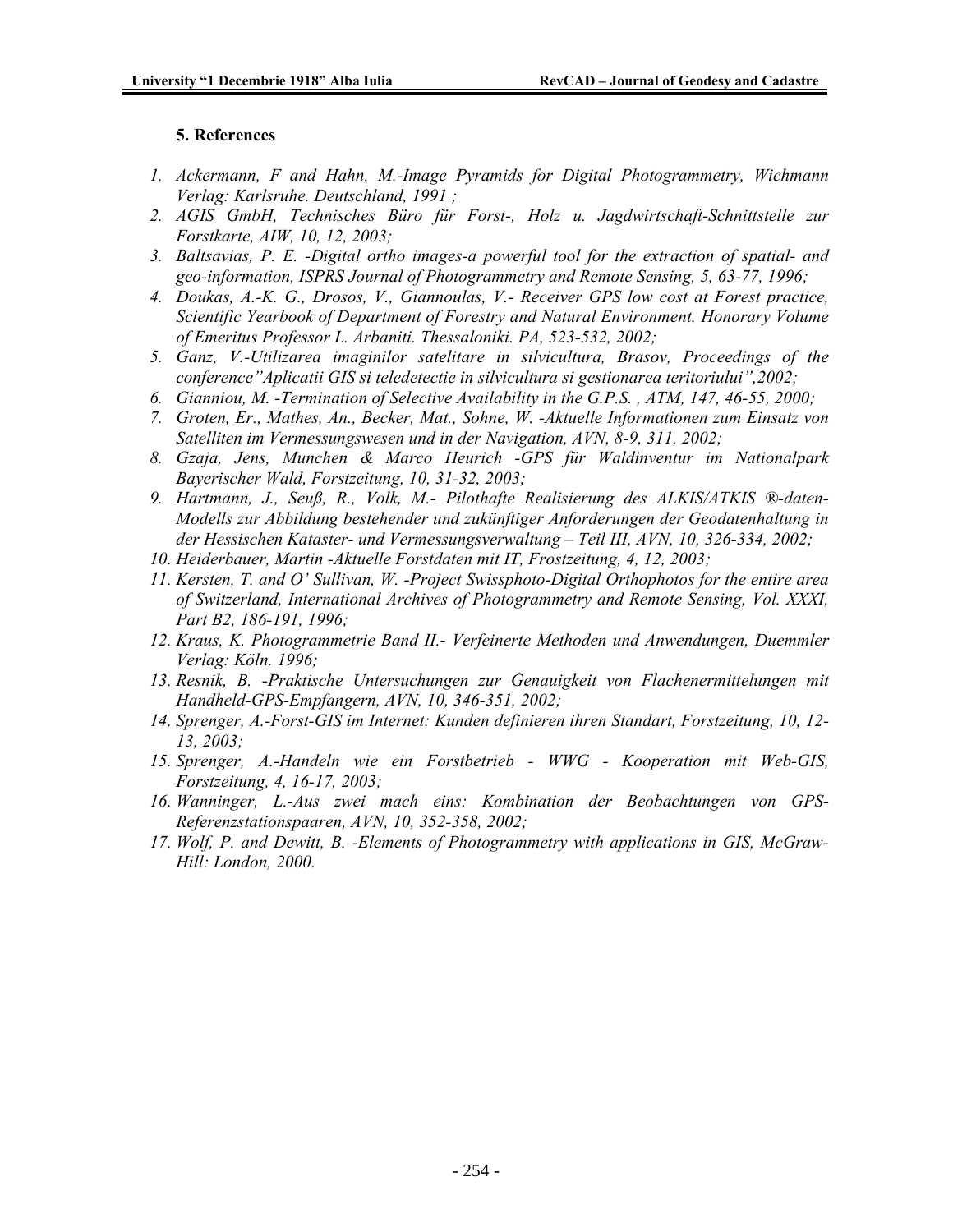### 5. References

1. *Ackermann, F and Hahn, M.-Image Pyramids for Digital Photogrammetry, Wichmann Verlag: Karlsruhe. Deutschland, 1991 ;*
2. *AGIS GmbH, Technisches Büro für Forst-, Holz u. Jagdwirtschaft-Schnittstelle zur Forstkarte, AIW, 10, 12, 2003;*
3. *Baltsavias, P. E. -Digital ortho images-a powerful tool for the extraction of spatial- and geo-information, ISPRS Journal of Photogrammetry and Remote Sensing, 5, 63-77, 1996;*
4. *Doukas, A.-K. G., Drosos, V., Giannoulas, V.- Receiver GPS low cost at Forest practice, Scientific Yearbook of Department of Forestry and Natural Environment. Honorary Volume of Emeritus Professor L. Arbaniti. Thessaloniki. PA, 523-532, 2002;*
5. *Ganz, V.-Utilizarea imaginilor satelitare in silvicultura, Brasov, Proceedings of the conference"Aplicatii GIS si teledetectie in silvicultura si gestionarea teritoriului",2002;*
6. *Gianniou, M. -Termination of Selective Availability in the G.P.S. , ATM, 147, 46-55, 2000;*
7. *Groten, Er., Mathes, An., Becker, Mat., Sohne, W. -Aktuelle Informationen zum Einsatz von Satelliten im Vermessungswesen und in der Navigation, AVN, 8-9, 311, 2002;*
8. *Gzaja, Jens, Munchen & Marco Heurich -GPS für Waldinventur im Nationalpark Bayerischer Wald, Forstzeitung, 10, 31-32, 2003;*
9. *Hartmann, J., Seuß, R., Volk, M.- Pilothafte Realisierung des ALKIS/ATKIS ®-daten-Modells zur Abbildung bestehender und zukünftiger Anforderungen der Geodatenhaltung in der Hessischen Kataster- und Vermessungsverwaltung – Teil III, AVN, 10, 326-334, 2002;*
10. *Heiderbauer, Martin -Aktuelle Forstdaten mit IT, Frostzeitung, 4, 12, 2003;*
11. *Kersten, T. and O' Sullivan, W. -Project Swissphoto-Digital Orthophotos for the entire area of Switzerland, International Archives of Photogrammetry and Remote Sensing, Vol. XXXI, Part B2, 186-191, 1996;*
12. *Kraus, K. Photogrammetrie Band II.- Verfeinerte Methoden und Anwendungen, Duemmler Verlag: Köln. 1996;*
13. *Resnik, B. -Praktische Untersuchungen zur Genauigkeit von Flachenermittelungen mit Handheld-GPS-Empfangern, AVN, 10, 346-351, 2002;*
14. *Sprenger, A.-Forst-GIS im Internet: Kunden definieren ihren Standart, Forstzeitung, 10, 12-13, 2003;*
15. *Sprenger, A.-Handeln wie ein Forstbetrieb - WWG - Kooperation mit Web-GIS, Forstzeitung, 4, 16-17, 2003;*
16. *Wanninger, L.-Aus zwei mach eins: Kombination der Beobachtungen von GPS-Referenzstationspaaren, AVN, 10, 352-358, 2002;*
17. *Wolf, P. and Dewitt, B. -Elements of Photogrammetry with applications in GIS, McGraw-Hill: London, 2000.*